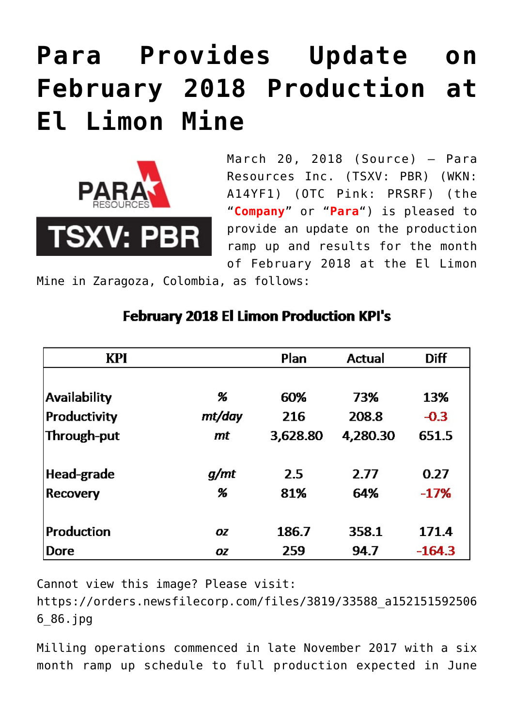# Para Provides Update on February 2018 Production at El Limon Mine

March 20, 2018 (Source) – Para Resources Inc. (TSXV: PBR) (WKN: A14YF1) (OTC Pink: PRSRF) (the "**Company**" or "**Para**") is pleased to provide an update on the production ramp up and results for the month of February 2018 at the El Limon Mine in Zaragoza, Colombia, as follows:

**February 2018 El Limon Production KPI's**

| KPI | | Plan | Actual | Diff |
|---|---|---|---|---|
| Availability | *%* | 60% | 73% | 13% |
| Productivity | *mt/day* | 216 | 208.8 | -0.3 |
| Through-put | *mt* | 3,628.80 | 4,280.30 | 651.5 |
| Head-grade | *g/mt* | 2.5 | 2.77 | 0.27 |
| Recovery | *%* | 81% | 64% | -17% |
| Production | *oz* | 186.7 | 358.1 | 171.4 |
| Dore | *oz* | 259 | 94.7 | -164.3 |

Cannot view this image? Please visit: https://orders.newsfilecorp.com/files/3819/33588_a1521515925066_86.jpg

Milling operations commenced in late November 2017 with a six month ramp up schedule to full production expected in June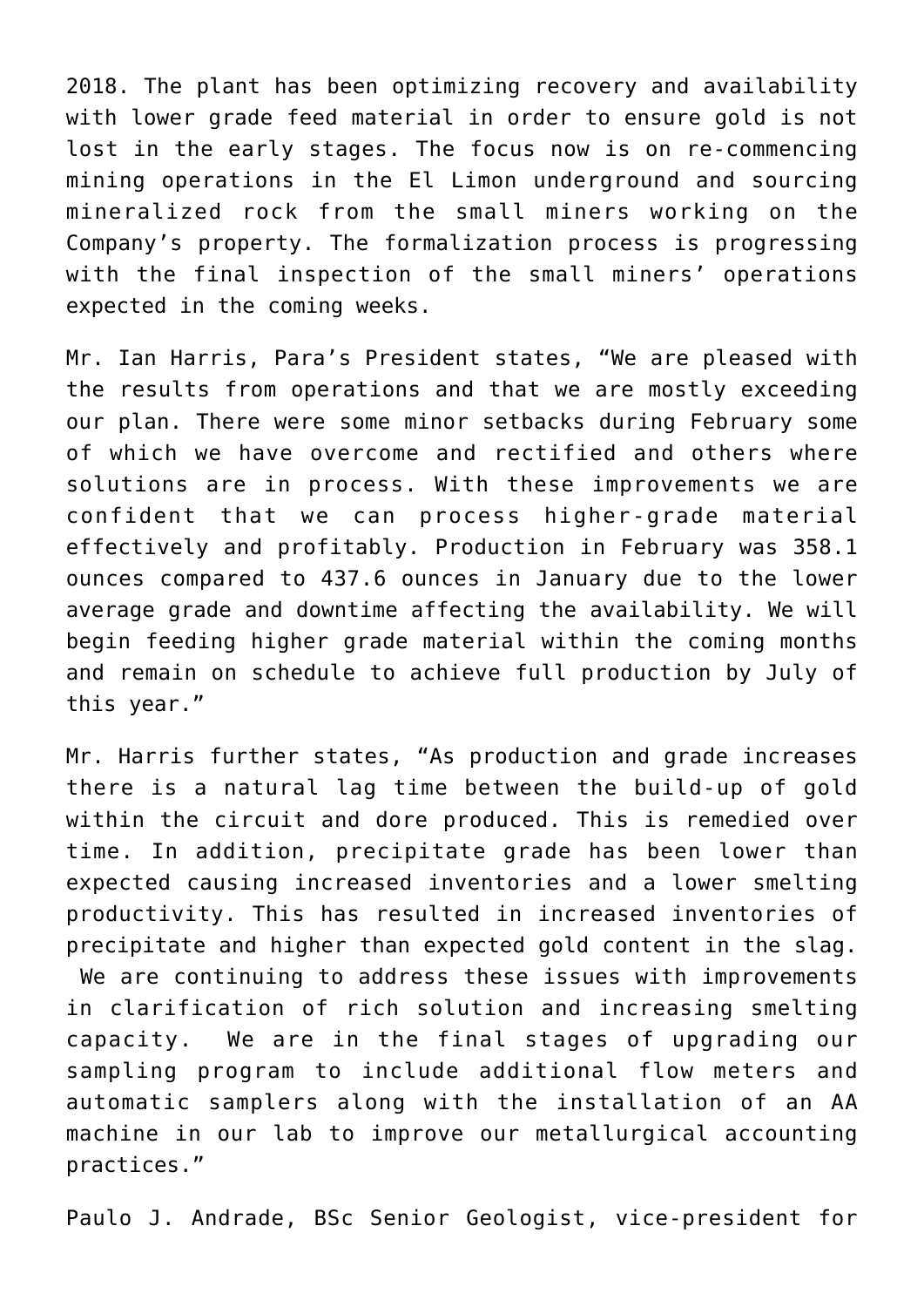2018. The plant has been optimizing recovery and availability with lower grade feed material in order to ensure gold is not lost in the early stages. The focus now is on re-commencing mining operations in the El Limon underground and sourcing mineralized rock from the small miners working on the Company's property. The formalization process is progressing with the final inspection of the small miners' operations expected in the coming weeks.

Mr. Ian Harris, Para's President states, "We are pleased with the results from operations and that we are mostly exceeding our plan. There were some minor setbacks during February some of which we have overcome and rectified and others where solutions are in process. With these improvements we are confident that we can process higher-grade material effectively and profitably. Production in February was 358.1 ounces compared to 437.6 ounces in January due to the lower average grade and downtime affecting the availability. We will begin feeding higher grade material within the coming months and remain on schedule to achieve full production by July of this year."

Mr. Harris further states, "As production and grade increases there is a natural lag time between the build-up of gold within the circuit and dore produced. This is remedied over time. In addition, precipitate grade has been lower than expected causing increased inventories and a lower smelting productivity. This has resulted in increased inventories of precipitate and higher than expected gold content in the slag. We are continuing to address these issues with improvements in clarification of rich solution and increasing smelting capacity. We are in the final stages of upgrading our sampling program to include additional flow meters and automatic samplers along with the installation of an AA machine in our lab to improve our metallurgical accounting practices."

Paulo J. Andrade, BSc Senior Geologist, vice-president for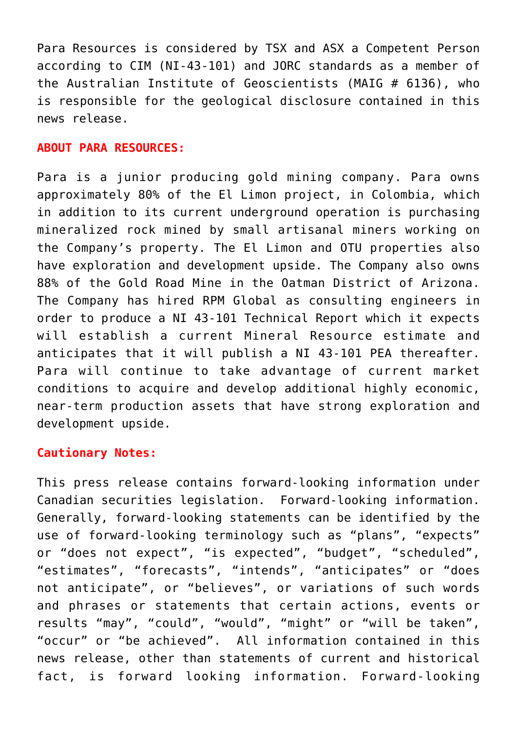Para Resources is considered by TSX and ASX a Competent Person according to CIM (NI-43-101) and JORC standards as a member of the Australian Institute of Geoscientists (MAIG # 6136), who is responsible for the geological disclosure contained in this news release.

**ABOUT PARA RESOURCES:**

Para is a junior producing gold mining company. Para owns approximately 80% of the El Limon project, in Colombia, which in addition to its current underground operation is purchasing mineralized rock mined by small artisanal miners working on the Company's property. The El Limon and OTU properties also have exploration and development upside. The Company also owns 88% of the Gold Road Mine in the Oatman District of Arizona. The Company has hired RPM Global as consulting engineers in order to produce a NI 43-101 Technical Report which it expects will establish a current Mineral Resource estimate and anticipates that it will publish a NI 43-101 PEA thereafter. Para will continue to take advantage of current market conditions to acquire and develop additional highly economic, near-term production assets that have strong exploration and development upside.

**Cautionary Notes:**

This press release contains forward-looking information under Canadian securities legislation. Forward-looking information. Generally, forward-looking statements can be identified by the use of forward-looking terminology such as "plans", "expects" or "does not expect", "is expected", "budget", "scheduled", "estimates", "forecasts", "intends", "anticipates" or "does not anticipate", or "believes", or variations of such words and phrases or statements that certain actions, events or results "may", "could", "would", "might" or "will be taken", "occur" or "be achieved". All information contained in this news release, other than statements of current and historical fact, is forward looking information. Forward-looking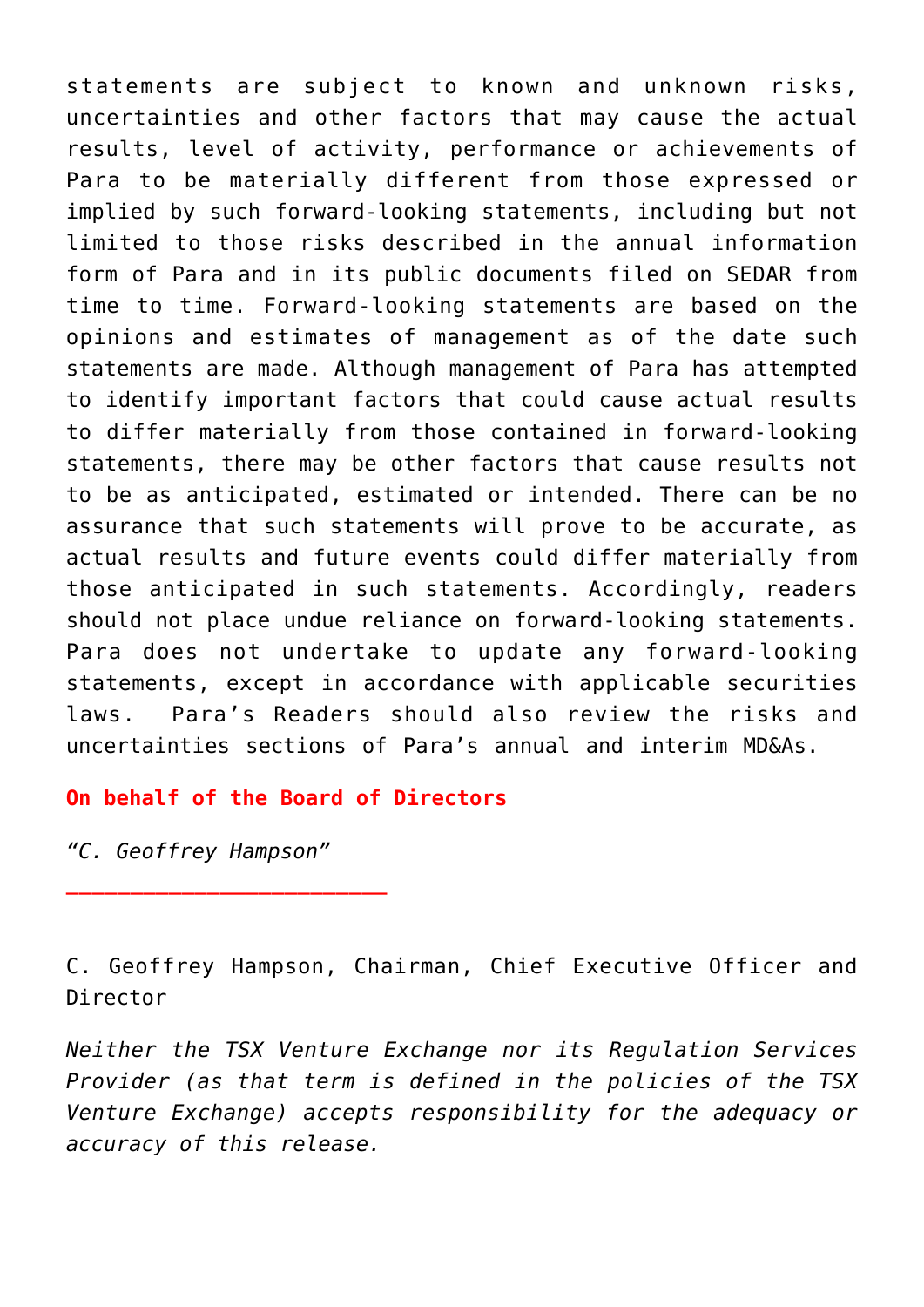statements are subject to known and unknown risks, uncertainties and other factors that may cause the actual results, level of activity, performance or achievements of Para to be materially different from those expressed or implied by such forward-looking statements, including but not limited to those risks described in the annual information form of Para and in its public documents filed on SEDAR from time to time. Forward-looking statements are based on the opinions and estimates of management as of the date such statements are made. Although management of Para has attempted to identify important factors that could cause actual results to differ materially from those contained in forward-looking statements, there may be other factors that cause results not to be as anticipated, estimated or intended. There can be no assurance that such statements will prove to be accurate, as actual results and future events could differ materially from those anticipated in such statements. Accordingly, readers should not place undue reliance on forward-looking statements. Para does not undertake to update any forward-looking statements, except in accordance with applicable securities laws. Para's Readers should also review the risks and uncertainties sections of Para's annual and interim MD&As.

**On behalf of the Board of Directors**

*"C. Geoffrey Hampson"*

\_\_\_\_\_\_\_\_\_\_\_\_\_\_\_\_\_\_\_\_\_\_\_\_\_\_

C. Geoffrey Hampson, Chairman, Chief Executive Officer and Director

*Neither the TSX Venture Exchange nor its Regulation Services Provider (as that term is defined in the policies of the TSX Venture Exchange) accepts responsibility for the adequacy or accuracy of this release.*